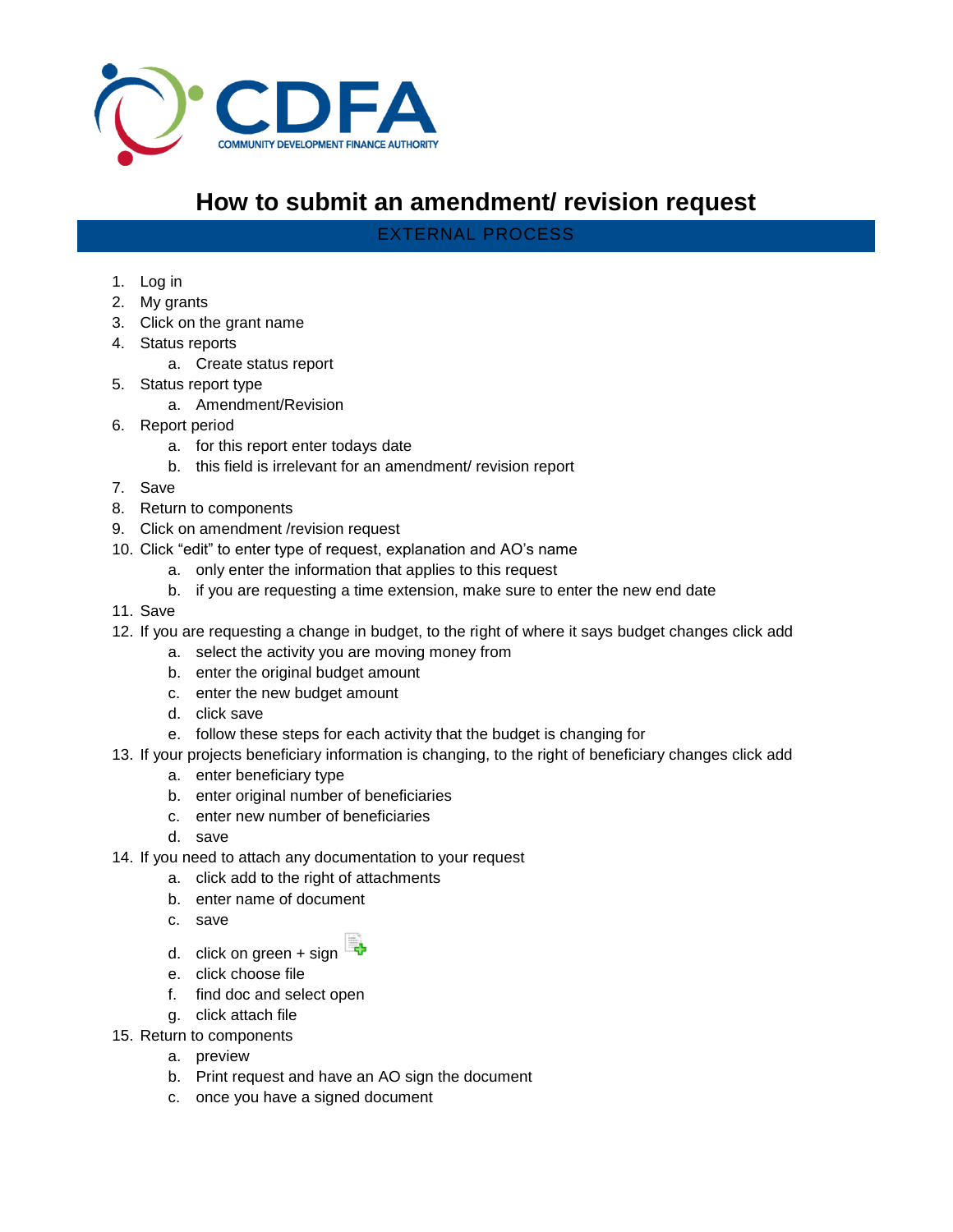CDFA
COMMUNITY DEVELOPMENT FINANCE AUTHORITY

# How to submit an amendment/ revision request

## EXTERNAL PROCESS

1. Log in
2. My grants
3. Click on the grant name
4. Status reports
    a. Create status report
5. Status report type
    a. Amendment/Revision
6. Report period
    a. for this report enter todays date
    b. this field is irrelevant for an amendment/ revision report
7. Save
8. Return to components
9. Click on amendment /revision request
10. Click "edit" to enter type of request, explanation and AO's name
    a. only enter the information that applies to this request
    b. if you are requesting a time extension, make sure to enter the new end date
11. Save
12. If you are requesting a change in budget, to the right of where it says budget changes click add
    a. select the activity you are moving money from
    b. enter the original budget amount
    c. enter the new budget amount
    d. click save
    e. follow these steps for each activity that the budget is changing for
13. If your projects beneficiary information is changing, to the right of beneficiary changes click add
    a. enter beneficiary type
    b. enter original number of beneficiaries
    c. enter new number of beneficiaries
    d. save
14. If you need to attach any documentation to your request
    a. click add to the right of attachments
    b. enter name of document
    c. save
    d. click on green + sign
    e. click choose file
    f. find doc and select open
    g. click attach file
15. Return to components
    a. preview
    b. Print request and have an AO sign the document
    c. once you have a signed document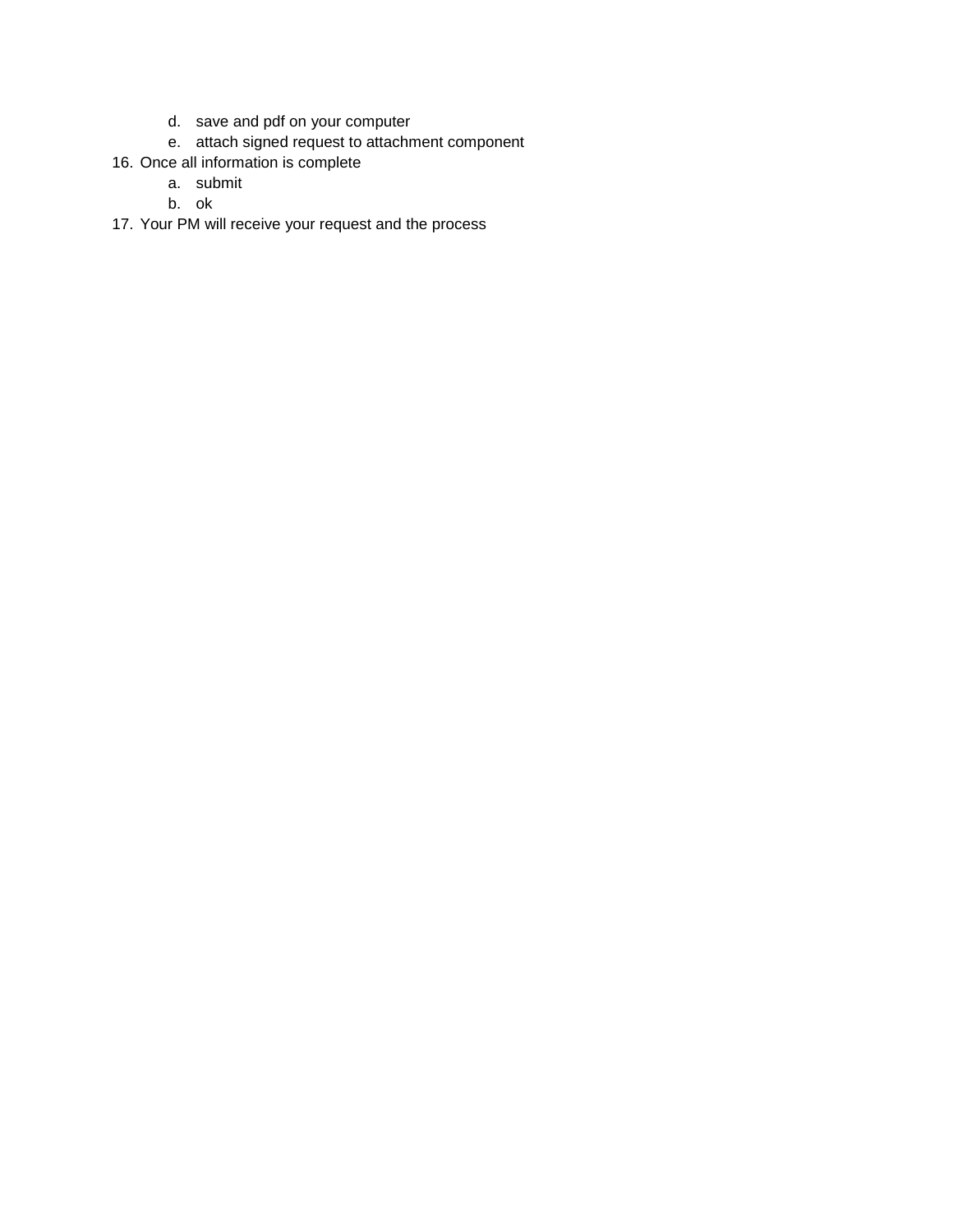d. save and pdf on your computer
   e. attach signed request to attachment component
16. Once all information is complete
   a. submit
   b. ok
17. Your PM will receive your request and the process